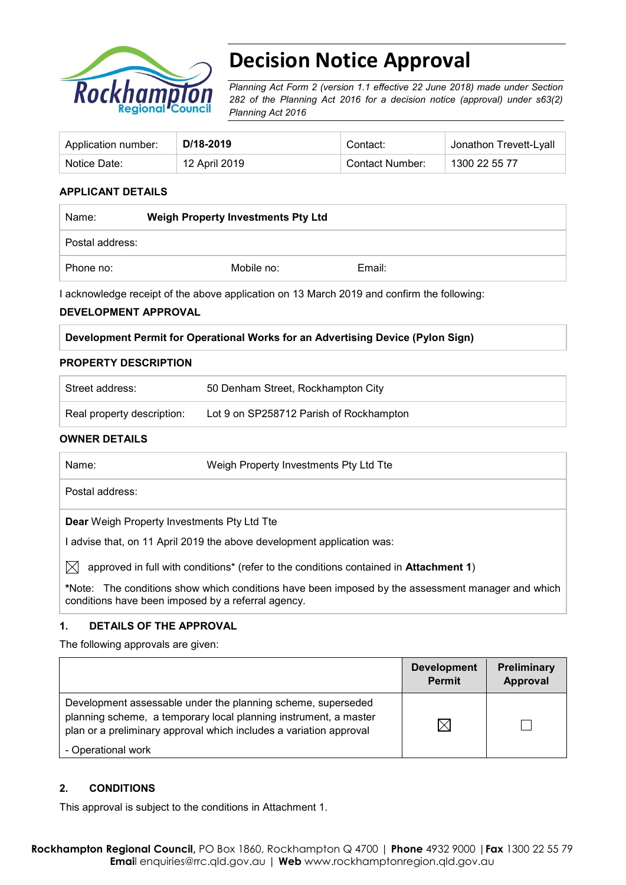# Decision Notice Approval

*Planning Act Form 2 (version 1.1 effective 22 June 2018) made under Section 282 of the Planning Act 2016 for a decision notice (approval) under s63(2) Planning Act 2016*

| Application number: | **D/18-2019** | Contact: | Jonathon Trevett-Lyall |
|---|---|---|---|
| Notice Date: | 12 April 2019 | Contact Number: | 1300 22 55 77 |

## APPLICANT DETAILS

| Name: | **Weigh Property Investments Pty Ltd** | |
|---|---|---|
| Postal address: | | |
| Phone no: | Mobile no: | Email: |

I acknowledge receipt of the above application on 13 March 2019 and confirm the following:

## DEVELOPMENT APPROVAL

**Development Permit for Operational Works for an Advertising Device (Pylon Sign)**

## PROPERTY DESCRIPTION

| Street address: | 50 Denham Street, Rockhampton City |
|---|---|
| Real property description: | Lot 9 on SP258712 Parish of Rockhampton |

## OWNER DETAILS

| Name: | Weigh Property Investments Pty Ltd Tte |
|---|---|
| Postal address: | |

**Dear** Weigh Property Investments Pty Ltd Tte

I advise that, on 11 April 2019 the above development application was:

☒ approved in full with conditions* (refer to the conditions contained in **Attachment 1**)

*Note: The conditions show which conditions have been imposed by the assessment manager and which conditions have been imposed by a referral agency.

## 1. DETAILS OF THE APPROVAL

The following approvals are given:

| | Development Permit | Preliminary Approval |
|---|---|---|
| Development assessable under the planning scheme, superseded planning scheme, a temporary local planning instrument, a master plan or a preliminary approval which includes a variation approval<br>- Operational work | ☒ | ☐ |

## 2. CONDITIONS

This approval is subject to the conditions in Attachment 1.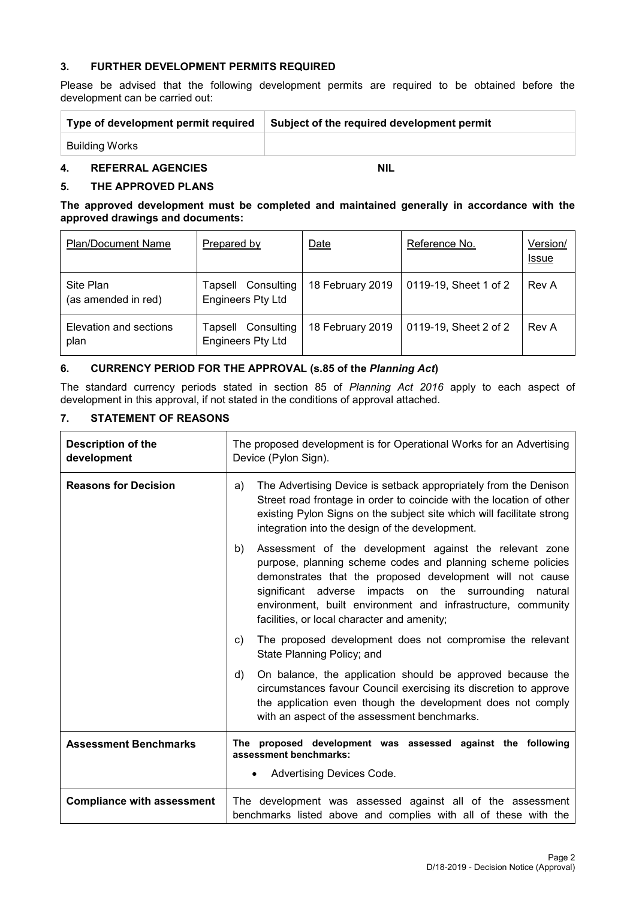## 3. FURTHER DEVELOPMENT PERMITS REQUIRED

Please be advised that the following development permits are required to be obtained before the development can be carried out:

| Type of development permit required | Subject of the required development permit |
|---|---|
| Building Works | |

## 4. REFERRAL AGENCIES NIL

## 5. THE APPROVED PLANS

**The approved development must be completed and maintained generally in accordance with the approved drawings and documents:**

| Plan/Document Name | Prepared by | Date | Reference No. | Version/ Issue |
|---|---|---|---|---|
| Site Plan (as amended in red) | Tapsell Consulting Engineers Pty Ltd | 18 February 2019 | 0119-19, Sheet 1 of 2 | Rev A |
| Elevation and sections plan | Tapsell Consulting Engineers Pty Ltd | 18 February 2019 | 0119-19, Sheet 2 of 2 | Rev A |

## 6. CURRENCY PERIOD FOR THE APPROVAL (s.85 of the *Planning Act*)

The standard currency periods stated in section 85 of *Planning Act 2016* apply to each aspect of development in this approval, if not stated in the conditions of approval attached.

## 7. STATEMENT OF REASONS

| | |
|---|---|
| **Description of the development** | The proposed development is for Operational Works for an Advertising Device (Pylon Sign). |
| **Reasons for Decision** | a) The Advertising Device is setback appropriately from the Denison Street road frontage in order to coincide with the location of other existing Pylon Signs on the subject site which will facilitate strong integration into the design of the development.<br>b) Assessment of the development against the relevant zone purpose, planning scheme codes and planning scheme policies demonstrates that the proposed development will not cause significant adverse impacts on the surrounding natural environment, built environment and infrastructure, community facilities, or local character and amenity;<br>c) The proposed development does not compromise the relevant State Planning Policy; and<br>d) On balance, the application should be approved because the circumstances favour Council exercising its discretion to approve the application even though the development does not comply with an aspect of the assessment benchmarks. |
| **Assessment Benchmarks** | **The proposed development was assessed against the following assessment benchmarks:**<br>• Advertising Devices Code. |
| **Compliance with assessment** | The development was assessed against all of the assessment benchmarks listed above and complies with all of these with the |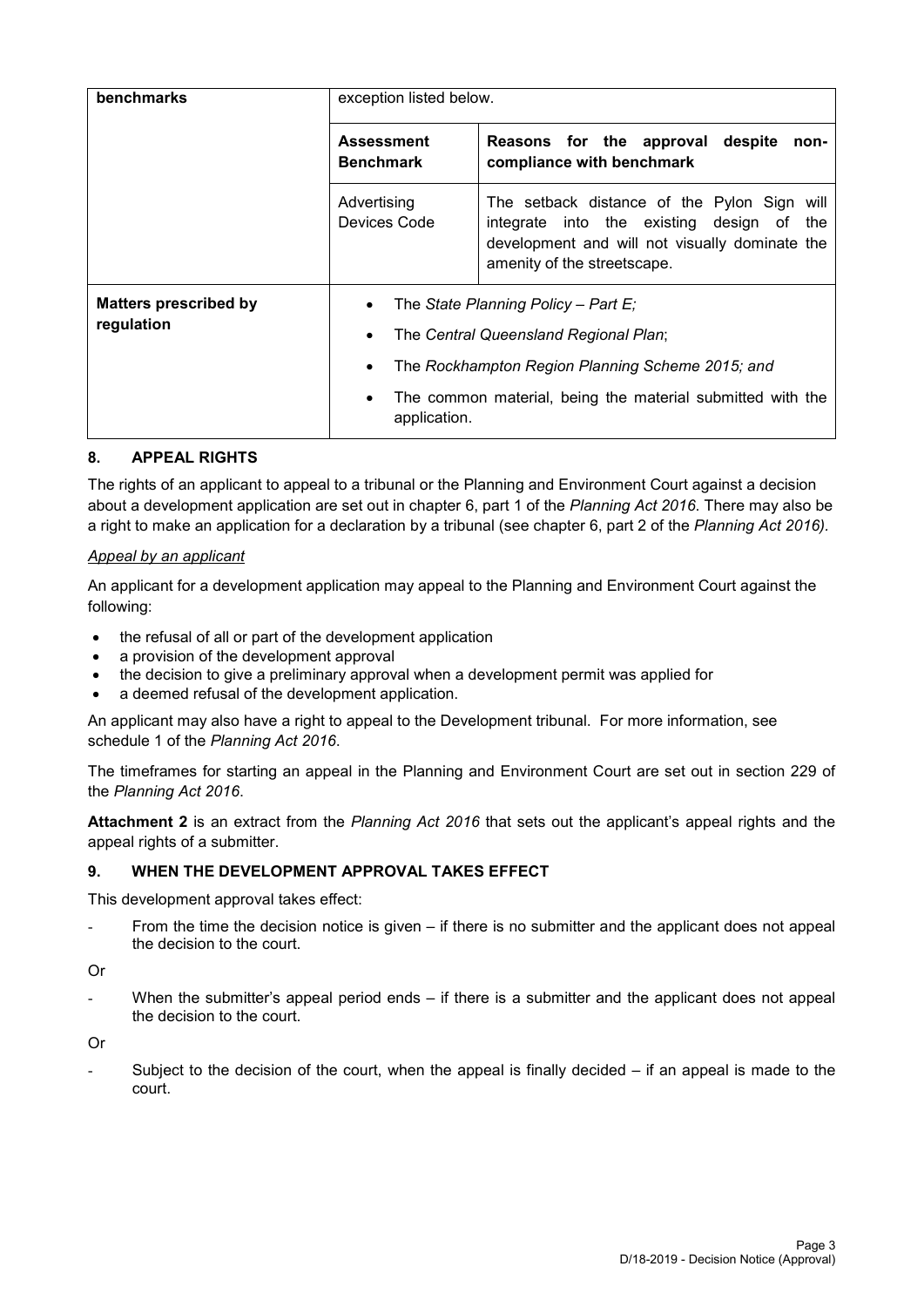| benchmarks | exception listed below. | |
|---|---|---|
| | **Assessment Benchmark** | **Reasons for the approval despite non-compliance with benchmark** |
| | Advertising Devices Code | The setback distance of the Pylon Sign will integrate into the existing design of the development and will not visually dominate the amenity of the streetscape. |
| **Matters prescribed by regulation** | • The *State Planning Policy – Part E;*<br>• The *Central Queensland Regional Plan*;<br>• The *Rockhampton Region Planning Scheme 2015; and*<br>• The common material, being the material submitted with the application. | |

## 8. APPEAL RIGHTS

The rights of an applicant to appeal to a tribunal or the Planning and Environment Court against a decision about a development application are set out in chapter 6, part 1 of the *Planning Act 2016*. There may also be a right to make an application for a declaration by a tribunal (see chapter 6, part 2 of the *Planning Act 2016).*

*Appeal by an applicant*

An applicant for a development application may appeal to the Planning and Environment Court against the following:

- the refusal of all or part of the development application
- a provision of the development approval
- the decision to give a preliminary approval when a development permit was applied for
- a deemed refusal of the development application.

An applicant may also have a right to appeal to the Development tribunal. For more information, see schedule 1 of the *Planning Act 2016*.

The timeframes for starting an appeal in the Planning and Environment Court are set out in section 229 of the *Planning Act 2016*.

**Attachment 2** is an extract from the *Planning Act 2016* that sets out the applicant's appeal rights and the appeal rights of a submitter.

## 9. WHEN THE DEVELOPMENT APPROVAL TAKES EFFECT

This development approval takes effect:

- From the time the decision notice is given – if there is no submitter and the applicant does not appeal the decision to the court.

Or

- When the submitter's appeal period ends – if there is a submitter and the applicant does not appeal the decision to the court.

Or

- Subject to the decision of the court, when the appeal is finally decided – if an appeal is made to the court.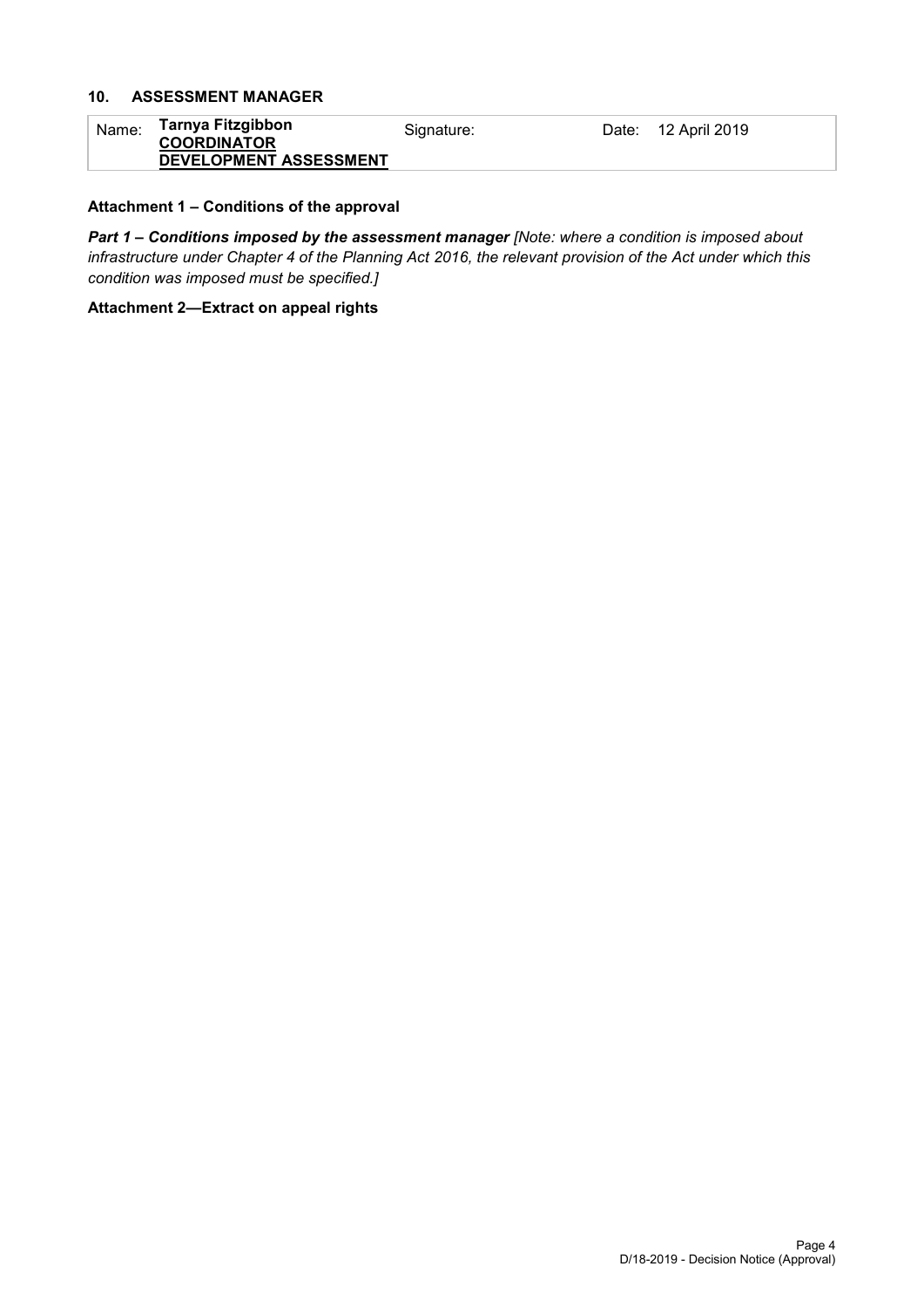## 10. ASSESSMENT MANAGER

| Name: | **Tarnya Fitzgibbon** **COORDINATOR** **DEVELOPMENT ASSESSMENT** | Signature: | Date: | 12 April 2019 |
|---|---|---|---|---|

**Attachment 1 – Conditions of the approval**

***Part 1 – Conditions imposed by the assessment manager*** *[Note: where a condition is imposed about infrastructure under Chapter 4 of the Planning Act 2016, the relevant provision of the Act under which this condition was imposed must be specified.]*

**Attachment 2—Extract on appeal rights**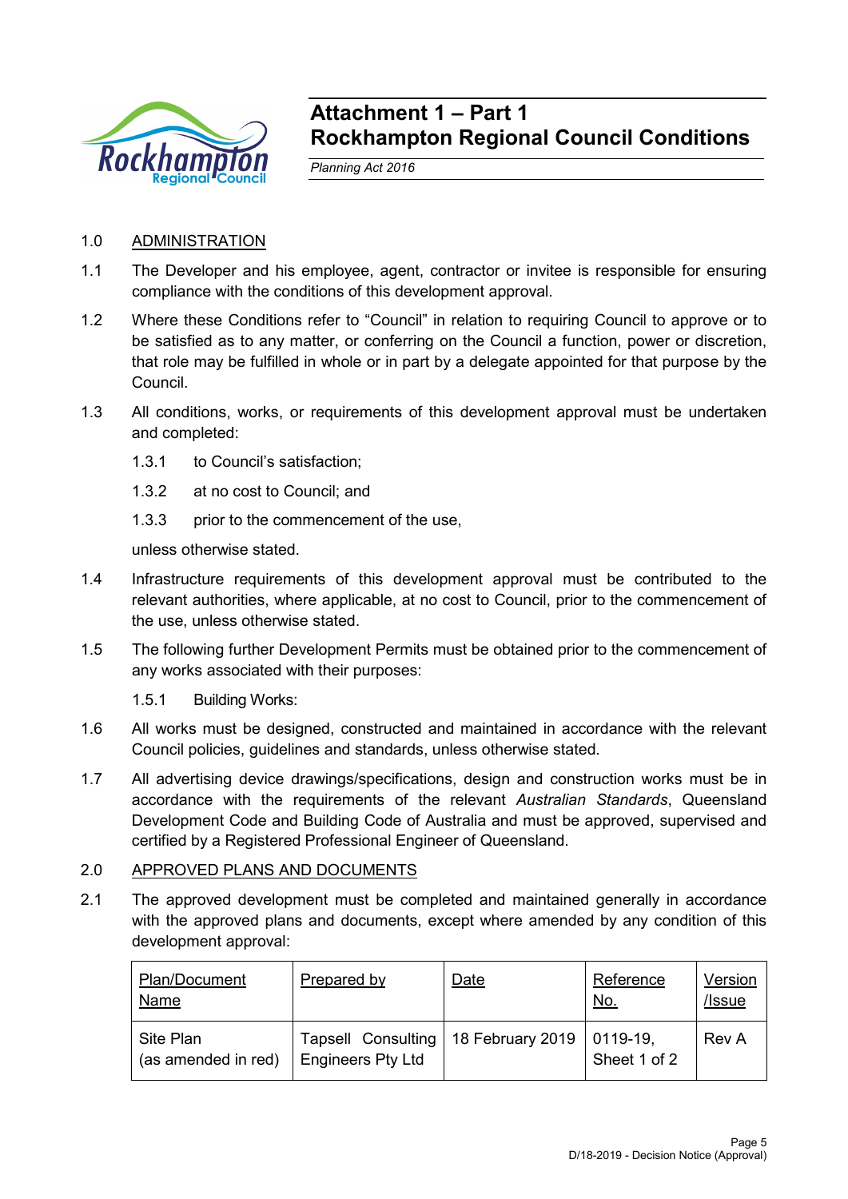# Attachment 1 – Part 1
# Rockhampton Regional Council Conditions

*Planning Act 2016*

1.0 ADMINISTRATION

1.1 The Developer and his employee, agent, contractor or invitee is responsible for ensuring compliance with the conditions of this development approval.

1.2 Where these Conditions refer to "Council" in relation to requiring Council to approve or to be satisfied as to any matter, or conferring on the Council a function, power or discretion, that role may be fulfilled in whole or in part by a delegate appointed for that purpose by the Council.

1.3 All conditions, works, or requirements of this development approval must be undertaken and completed:

1.3.1 to Council's satisfaction;

1.3.2 at no cost to Council; and

1.3.3 prior to the commencement of the use,

unless otherwise stated.

1.4 Infrastructure requirements of this development approval must be contributed to the relevant authorities, where applicable, at no cost to Council, prior to the commencement of the use, unless otherwise stated.

1.5 The following further Development Permits must be obtained prior to the commencement of any works associated with their purposes:

1.5.1 Building Works:

1.6 All works must be designed, constructed and maintained in accordance with the relevant Council policies, guidelines and standards, unless otherwise stated.

1.7 All advertising device drawings/specifications, design and construction works must be in accordance with the requirements of the relevant *Australian Standards*, Queensland Development Code and Building Code of Australia and must be approved, supervised and certified by a Registered Professional Engineer of Queensland.

2.0 APPROVED PLANS AND DOCUMENTS

2.1 The approved development must be completed and maintained generally in accordance with the approved plans and documents, except where amended by any condition of this development approval:

| Plan/Document Name | Prepared by | Date | Reference No. | Version /Issue |
|---|---|---|---|---|
| Site Plan (as amended in red) | Tapsell Consulting Engineers Pty Ltd | 18 February 2019 | 0119-19, Sheet 1 of 2 | Rev A |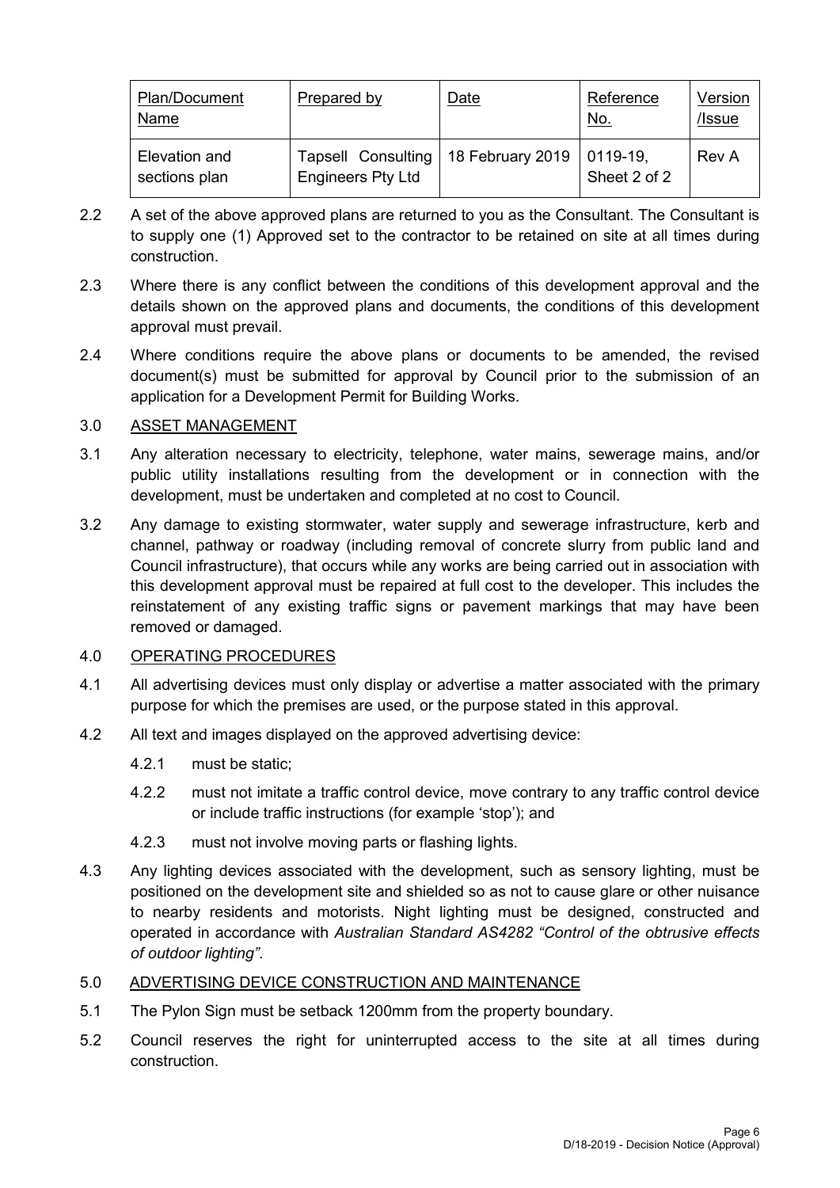| Plan/Document Name | Prepared by | Date | Reference No. | Version /Issue |
|---|---|---|---|---|
| Elevation and sections plan | Tapsell Consulting Engineers Pty Ltd | 18 February 2019 | 0119-19, Sheet 2 of 2 | Rev A |

2.2 A set of the above approved plans are returned to you as the Consultant. The Consultant is to supply one (1) Approved set to the contractor to be retained on site at all times during construction.

2.3 Where there is any conflict between the conditions of this development approval and the details shown on the approved plans and documents, the conditions of this development approval must prevail.

2.4 Where conditions require the above plans or documents to be amended, the revised document(s) must be submitted for approval by Council prior to the submission of an application for a Development Permit for Building Works.

3.0 ASSET MANAGEMENT

3.1 Any alteration necessary to electricity, telephone, water mains, sewerage mains, and/or public utility installations resulting from the development or in connection with the development, must be undertaken and completed at no cost to Council.

3.2 Any damage to existing stormwater, water supply and sewerage infrastructure, kerb and channel, pathway or roadway (including removal of concrete slurry from public land and Council infrastructure), that occurs while any works are being carried out in association with this development approval must be repaired at full cost to the developer. This includes the reinstatement of any existing traffic signs or pavement markings that may have been removed or damaged.

4.0 OPERATING PROCEDURES

4.1 All advertising devices must only display or advertise a matter associated with the primary purpose for which the premises are used, or the purpose stated in this approval.

4.2 All text and images displayed on the approved advertising device:

4.2.1 must be static;

4.2.2 must not imitate a traffic control device, move contrary to any traffic control device or include traffic instructions (for example 'stop'); and

4.2.3 must not involve moving parts or flashing lights.

4.3 Any lighting devices associated with the development, such as sensory lighting, must be positioned on the development site and shielded so as not to cause glare or other nuisance to nearby residents and motorists. Night lighting must be designed, constructed and operated in accordance with *Australian Standard AS4282 "Control of the obtrusive effects of outdoor lighting"*.

5.0 ADVERTISING DEVICE CONSTRUCTION AND MAINTENANCE

5.1 The Pylon Sign must be setback 1200mm from the property boundary.

5.2 Council reserves the right for uninterrupted access to the site at all times during construction.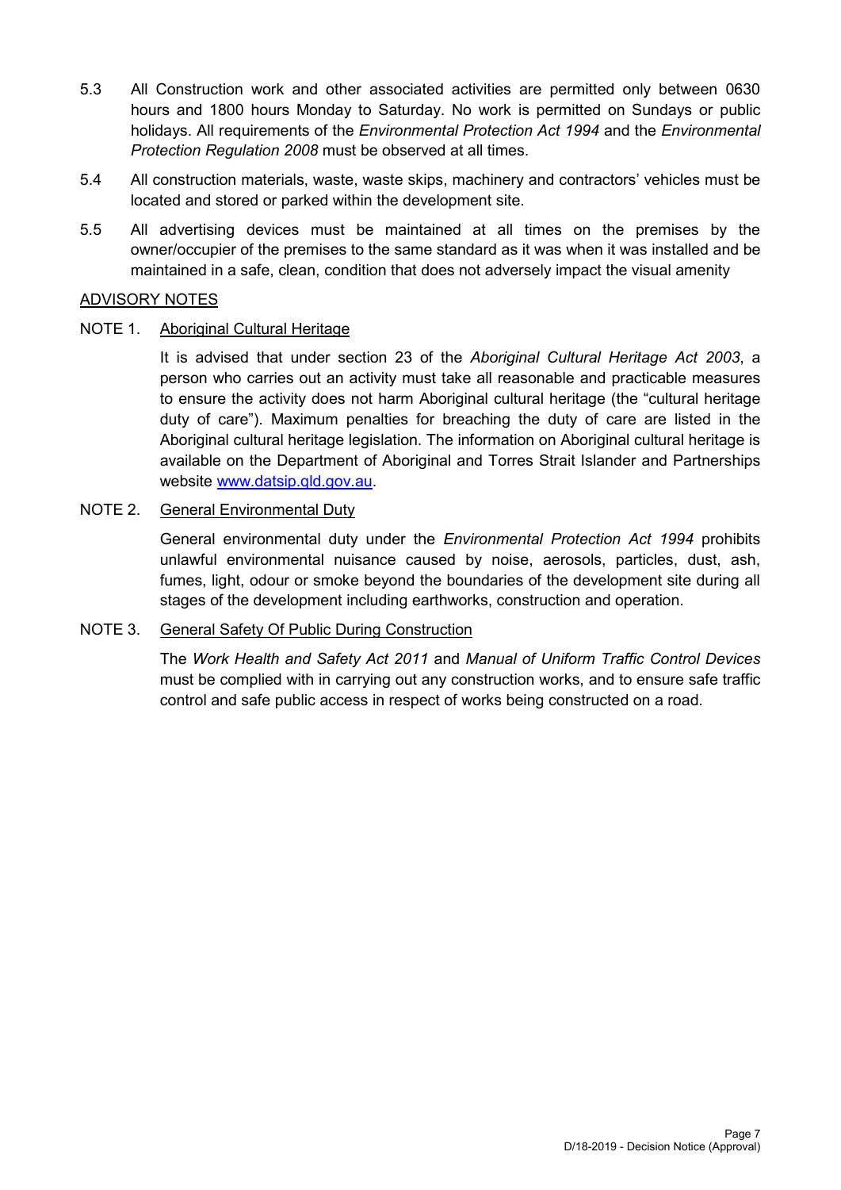5.3 All Construction work and other associated activities are permitted only between 0630 hours and 1800 hours Monday to Saturday. No work is permitted on Sundays or public holidays. All requirements of the *Environmental Protection Act 1994* and the *Environmental Protection Regulation 2008* must be observed at all times.

5.4 All construction materials, waste, waste skips, machinery and contractors' vehicles must be located and stored or parked within the development site.

5.5 All advertising devices must be maintained at all times on the premises by the owner/occupier of the premises to the same standard as it was when it was installed and be maintained in a safe, clean, condition that does not adversely impact the visual amenity

## ADVISORY NOTES

NOTE 1. Aboriginal Cultural Heritage

It is advised that under section 23 of the *Aboriginal Cultural Heritage Act 2003*, a person who carries out an activity must take all reasonable and practicable measures to ensure the activity does not harm Aboriginal cultural heritage (the "cultural heritage duty of care"). Maximum penalties for breaching the duty of care are listed in the Aboriginal cultural heritage legislation. The information on Aboriginal cultural heritage is available on the Department of Aboriginal and Torres Strait Islander and Partnerships website www.datsip.qld.gov.au.

NOTE 2. General Environmental Duty

General environmental duty under the *Environmental Protection Act 1994* prohibits unlawful environmental nuisance caused by noise, aerosols, particles, dust, ash, fumes, light, odour or smoke beyond the boundaries of the development site during all stages of the development including earthworks, construction and operation.

NOTE 3. General Safety Of Public During Construction

The *Work Health and Safety Act 2011* and *Manual of Uniform Traffic Control Devices* must be complied with in carrying out any construction works, and to ensure safe traffic control and safe public access in respect of works being constructed on a road.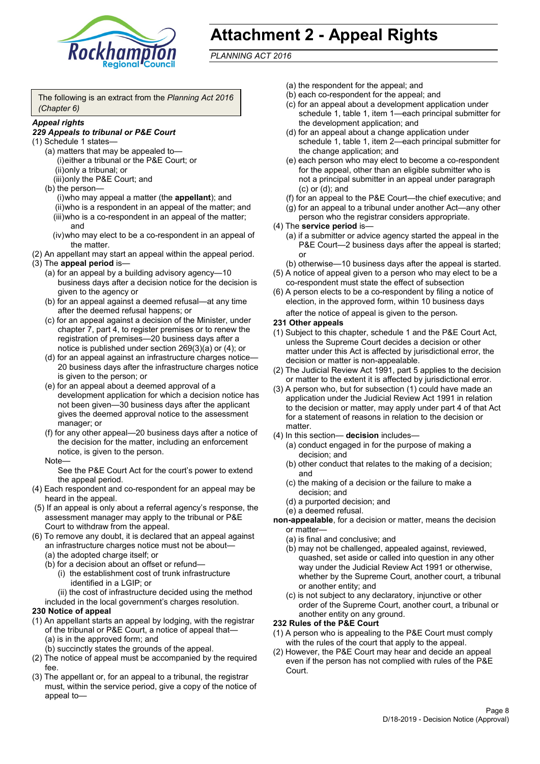# Attachment 2 - Appeal Rights

*PLANNING ACT 2016*

The following is an extract from the *Planning Act 2016 (Chapter 6)*

***Appeal rights***

***229 Appeals to tribunal or P&E Court***

(1) Schedule 1 states—
- (a) matters that may be appealed to—
  - (i) either a tribunal or the P&E Court; or
  - (ii) only a tribunal; or
  - (iii) only the P&E Court; and
- (b) the person—
  - (i) who may appeal a matter (the **appellant**); and
  - (ii) who is a respondent in an appeal of the matter; and
  - (iii) who is a co-respondent in an appeal of the matter; and
  - (iv) who may elect to be a co-respondent in an appeal of the matter.

(2) An appellant may start an appeal within the appeal period.

(3) The **appeal period** is—
- (a) for an appeal by a building advisory agency—10 business days after a decision notice for the decision is given to the agency or
- (b) for an appeal against a deemed refusal—at any time after the deemed refusal happens; or
- (c) for an appeal against a decision of the Minister, under chapter 7, part 4, to register premises or to renew the registration of premises—20 business days after a notice is published under section 269(3)(a) or (4); or
- (d) for an appeal against an infrastructure charges notice—20 business days after the infrastructure charges notice is given to the person; or
- (e) for an appeal about a deemed approval of a development application for which a decision notice has not been given—30 business days after the applicant gives the deemed approval notice to the assessment manager; or
- (f) for any other appeal—20 business days after a notice of the decision for the matter, including an enforcement notice, is given to the person.

Note—

See the P&E Court Act for the court's power to extend the appeal period.

(4) Each respondent and co-respondent for an appeal may be heard in the appeal.

(5) If an appeal is only about a referral agency's response, the assessment manager may apply to the tribunal or P&E Court to withdraw from the appeal.

(6) To remove any doubt, it is declared that an appeal against an infrastructure charges notice must not be about—
- (a) the adopted charge itself; or
- (b) for a decision about an offset or refund—
  - (i) the establishment cost of trunk infrastructure identified in a LGIP; or
  - (ii) the cost of infrastructure decided using the method

included in the local government's charges resolution.

**230 Notice of appeal**

(1) An appellant starts an appeal by lodging, with the registrar of the tribunal or P&E Court, a notice of appeal that—
- (a) is in the approved form; and
- (b) succinctly states the grounds of the appeal.

(2) The notice of appeal must be accompanied by the required fee.

(3) The appellant or, for an appeal to a tribunal, the registrar must, within the service period, give a copy of the notice of appeal to—
- (a) the respondent for the appeal; and
- (b) each co-respondent for the appeal; and
- (c) for an appeal about a development application under schedule 1, table 1, item 1—each principal submitter for the development application; and
- (d) for an appeal about a change application under schedule 1, table 1, item 2—each principal submitter for the change application; and
- (e) each person who may elect to become a co-respondent for the appeal, other than an eligible submitter who is not a principal submitter in an appeal under paragraph (c) or (d); and
- (f) for an appeal to the P&E Court—the chief executive; and
- (g) for an appeal to a tribunal under another Act—any other person who the registrar considers appropriate.

(4) The **service period** is—
- (a) if a submitter or advice agency started the appeal in the P&E Court—2 business days after the appeal is started; or
- (b) otherwise—10 business days after the appeal is started.

(5) A notice of appeal given to a person who may elect to be a co-respondent must state the effect of subsection

(6) A person elects to be a co-respondent by filing a notice of election, in the approved form, within 10 business days after the notice of appeal is given to the person.

**231 Other appeals**

(1) Subject to this chapter, schedule 1 and the P&E Court Act, unless the Supreme Court decides a decision or other matter under this Act is affected by jurisdictional error, the decision or matter is non-appealable.

(2) The Judicial Review Act 1991, part 5 applies to the decision or matter to the extent it is affected by jurisdictional error.

(3) A person who, but for subsection (1) could have made an application under the Judicial Review Act 1991 in relation to the decision or matter, may apply under part 4 of that Act for a statement of reasons in relation to the decision or matter.

(4) In this section— **decision** includes—
- (a) conduct engaged in for the purpose of making a decision; and
- (b) other conduct that relates to the making of a decision; and
- (c) the making of a decision or the failure to make a decision; and
- (d) a purported decision; and
- (e) a deemed refusal.

**non-appealable**, for a decision or matter, means the decision or matter—
- (a) is final and conclusive; and
- (b) may not be challenged, appealed against, reviewed, quashed, set aside or called into question in any other way under the Judicial Review Act 1991 or otherwise, whether by the Supreme Court, another court, a tribunal or another entity; and
- (c) is not subject to any declaratory, injunctive or other order of the Supreme Court, another court, a tribunal or another entity on any ground.

**232 Rules of the P&E Court**

(1) A person who is appealing to the P&E Court must comply with the rules of the court that apply to the appeal.

(2) However, the P&E Court may hear and decide an appeal even if the person has not complied with rules of the P&E Court.

D/18-2019 - Decision Notice (Approval)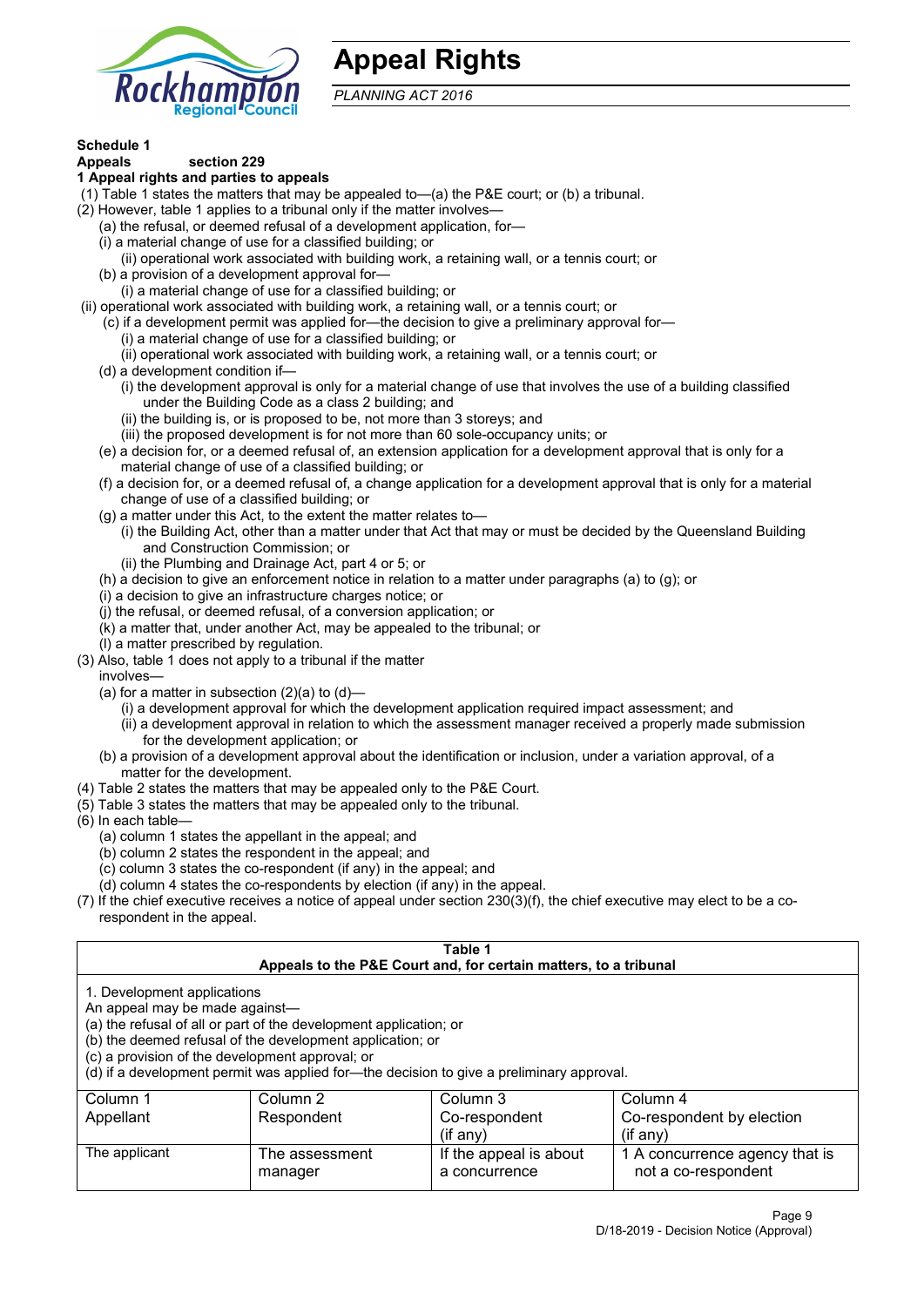# Appeal Rights

*PLANNING ACT 2016*

**Schedule 1**
**Appeals section 229**
**1 Appeal rights and parties to appeals**

(1) Table 1 states the matters that may be appealed to—(a) the P&E court; or (b) a tribunal.

(2) However, table 1 applies to a tribunal only if the matter involves—

(a) the refusal, or deemed refusal of a development application, for—

(i) a material change of use for a classified building; or

(ii) operational work associated with building work, a retaining wall, or a tennis court; or

(b) a provision of a development approval for—

(i) a material change of use for a classified building; or

(ii) operational work associated with building work, a retaining wall, or a tennis court; or

(c) if a development permit was applied for—the decision to give a preliminary approval for—

(i) a material change of use for a classified building; or

(ii) operational work associated with building work, a retaining wall, or a tennis court; or

(d) a development condition if—

(i) the development approval is only for a material change of use that involves the use of a building classified under the Building Code as a class 2 building; and

(ii) the building is, or is proposed to be, not more than 3 storeys; and

(iii) the proposed development is for not more than 60 sole-occupancy units; or

(e) a decision for, or a deemed refusal of, an extension application for a development approval that is only for a material change of use of a classified building; or

(f) a decision for, or a deemed refusal of, a change application for a development approval that is only for a material change of use of a classified building; or

(g) a matter under this Act, to the extent the matter relates to—

(i) the Building Act, other than a matter under that Act that may or must be decided by the Queensland Building and Construction Commission; or

(ii) the Plumbing and Drainage Act, part 4 or 5; or

(h) a decision to give an enforcement notice in relation to a matter under paragraphs (a) to (g); or

(i) a decision to give an infrastructure charges notice; or

(j) the refusal, or deemed refusal, of a conversion application; or

(k) a matter that, under another Act, may be appealed to the tribunal; or

(l) a matter prescribed by regulation.

(3) Also, table 1 does not apply to a tribunal if the matter involves—

(a) for a matter in subsection (2)(a) to (d)—

(i) a development approval for which the development application required impact assessment; and

(ii) a development approval in relation to which the assessment manager received a properly made submission for the development application; or

(b) a provision of a development approval about the identification or inclusion, under a variation approval, of a matter for the development.

(4) Table 2 states the matters that may be appealed only to the P&E Court.

(5) Table 3 states the matters that may be appealed only to the tribunal.

(6) In each table—

(a) column 1 states the appellant in the appeal; and

(b) column 2 states the respondent in the appeal; and

(c) column 3 states the co-respondent (if any) in the appeal; and

(d) column 4 states the co-respondents by election (if any) in the appeal.

(7) If the chief executive receives a notice of appeal under section 230(3)(f), the chief executive may elect to be a co-respondent in the appeal.

**Table 1**
**Appeals to the P&E Court and, for certain matters, to a tribunal**

1. Development applications
An appeal may be made against—
(a) the refusal of all or part of the development application; or
(b) the deemed refusal of the development application; or
(c) a provision of the development approval; or
(d) if a development permit was applied for—the decision to give a preliminary approval.

| Column 1<br>Appellant | Column 2<br>Respondent | Column 3<br>Co-respondent<br>(if any) | Column 4<br>Co-respondent by election<br>(if any) |
|---|---|---|---|
| The applicant | The assessment manager | If the appeal is about a concurrence | 1 A concurrence agency that is not a co-respondent |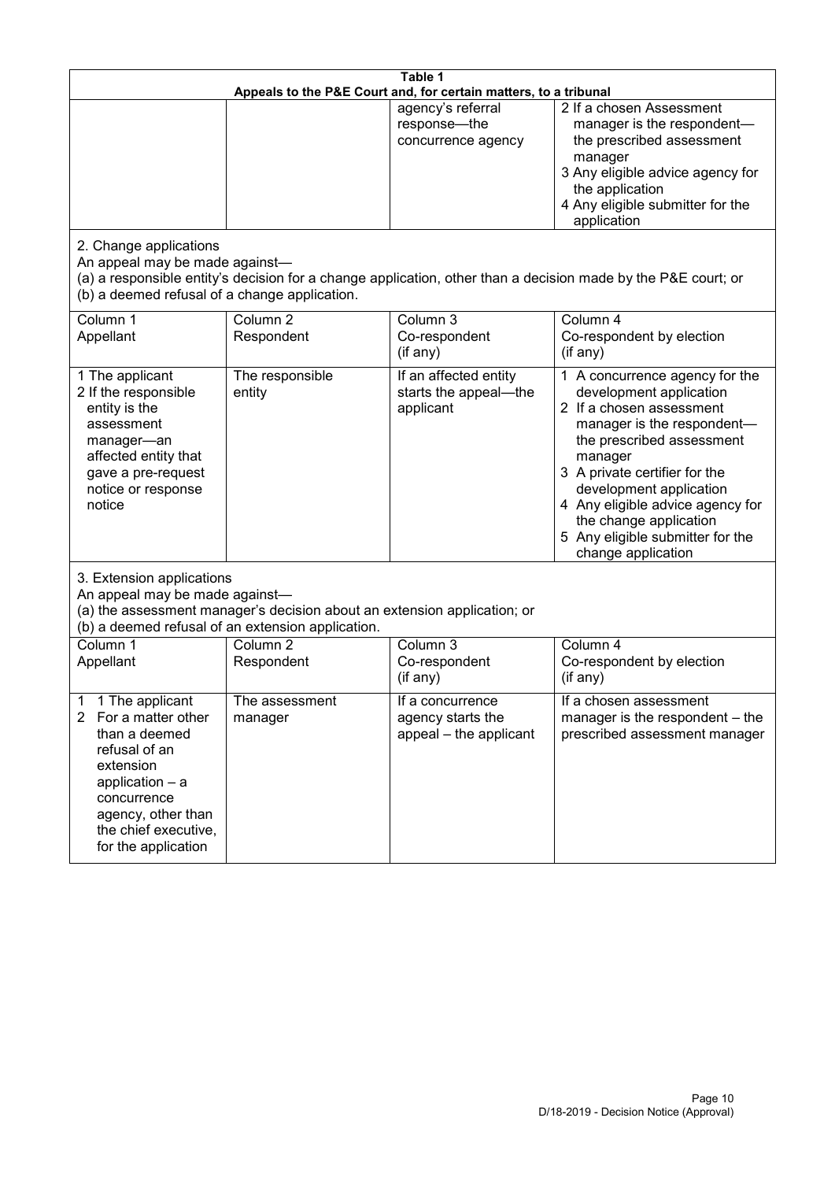**Table 1**
**Appeals to the P&E Court and, for certain matters, to a tribunal**

| | | | |
|---|---|---|---|
| | | agency's referral response—the concurrence agency | 2 If a chosen Assessment manager is the respondent—the prescribed assessment manager<br>3 Any eligible advice agency for the application<br>4 Any eligible submitter for the application |

2. Change applications
An appeal may be made against—
(a) a responsible entity's decision for a change application, other than a decision made by the P&E court; or
(b) a deemed refusal of a change application.

| Column 1<br>Appellant | Column 2<br>Respondent | Column 3<br>Co-respondent<br>(if any) | Column 4<br>Co-respondent by election<br>(if any) |
|---|---|---|---|
| 1 The applicant<br>2 If the responsible entity is the assessment manager—an affected entity that gave a pre-request notice or response notice | The responsible entity | If an affected entity starts the appeal—the applicant | 1 A concurrence agency for the development application<br>2 If a chosen assessment manager is the respondent—the prescribed assessment manager<br>3 A private certifier for the development application<br>4 Any eligible advice agency for the change application<br>5 Any eligible submitter for the change application |

3. Extension applications
An appeal may be made against—
(a) the assessment manager's decision about an extension application; or
(b) a deemed refusal of an extension application.

| Column 1<br>Appellant | Column 2<br>Respondent | Column 3<br>Co-respondent<br>(if any) | Column 4<br>Co-respondent by election<br>(if any) |
|---|---|---|---|
| 1 1 The applicant<br>2 For a matter other than a deemed refusal of an extension application – a concurrence agency, other than the chief executive, for the application | The assessment manager | If a concurrence agency starts the appeal – the applicant | If a chosen assessment manager is the respondent – the prescribed assessment manager |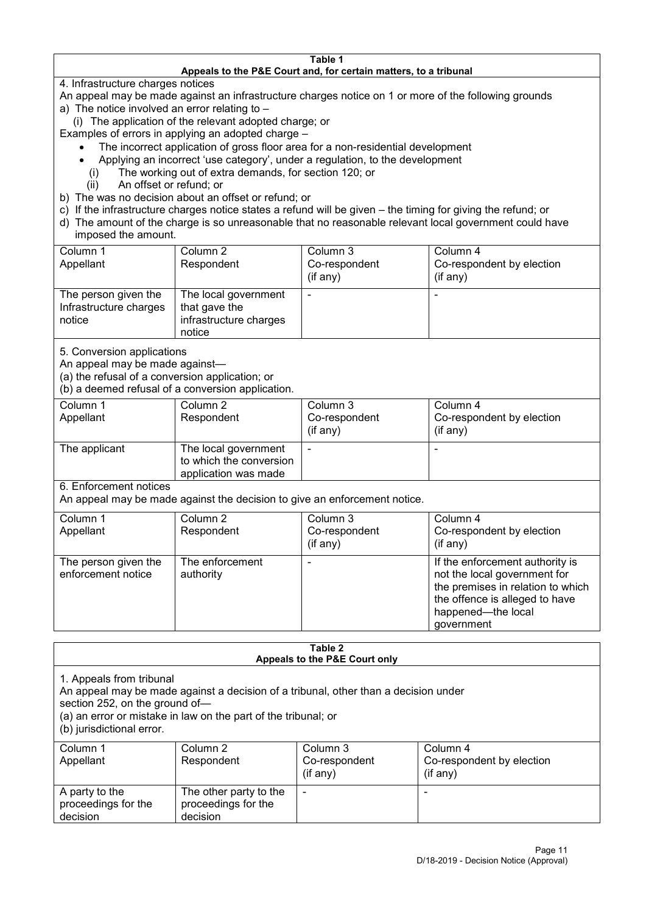**Table 1**
**Appeals to the P&E Court and, for certain matters, to a tribunal**

4. Infrastructure charges notices

An appeal may be made against an infrastructure charges notice on 1 or more of the following grounds

a) The notice involved an error relating to –
  (i) The application of the relevant adopted charge; or

Examples of errors in applying an adopted charge –

- The incorrect application of gross floor area for a non-residential development
- Applying an incorrect 'use category', under a regulation, to the development

  (i) The working out of extra demands, for section 120; or
  (ii) An offset or refund; or

b) The was no decision about an offset or refund; or
c) If the infrastructure charges notice states a refund will be given – the timing for giving the refund; or
d) The amount of the charge is so unreasonable that no reasonable relevant local government could have imposed the amount.

| Column 1<br>Appellant | Column 2<br>Respondent | Column 3<br>Co-respondent<br>(if any) | Column 4<br>Co-respondent by election<br>(if any) |
|---|---|---|---|
| The person given the Infrastructure charges notice | The local government that gave the infrastructure charges notice | - | - |

5. Conversion applications

An appeal may be made against—
(a) the refusal of a conversion application; or
(b) a deemed refusal of a conversion application.

| Column 1<br>Appellant | Column 2<br>Respondent | Column 3<br>Co-respondent<br>(if any) | Column 4<br>Co-respondent by election<br>(if any) |
|---|---|---|---|
| The applicant | The local government to which the conversion application was made | - | - |

6. Enforcement notices

An appeal may be made against the decision to give an enforcement notice.

| Column 1<br>Appellant | Column 2<br>Respondent | Column 3<br>Co-respondent<br>(if any) | Column 4<br>Co-respondent by election<br>(if any) |
|---|---|---|---|
| The person given the enforcement notice | The enforcement authority | - | If the enforcement authority is not the local government for the premises in relation to which the offence is alleged to have happened—the local government |

**Table 2**
**Appeals to the P&E Court only**

1. Appeals from tribunal

An appeal may be made against a decision of a tribunal, other than a decision under section 252, on the ground of—
(a) an error or mistake in law on the part of the tribunal; or
(b) jurisdictional error.

| Column 1<br>Appellant | Column 2<br>Respondent | Column 3<br>Co-respondent<br>(if any) | Column 4<br>Co-respondent by election<br>(if any) |
|---|---|---|---|
| A party to the proceedings for the decision | The other party to the proceedings for the decision | - | - |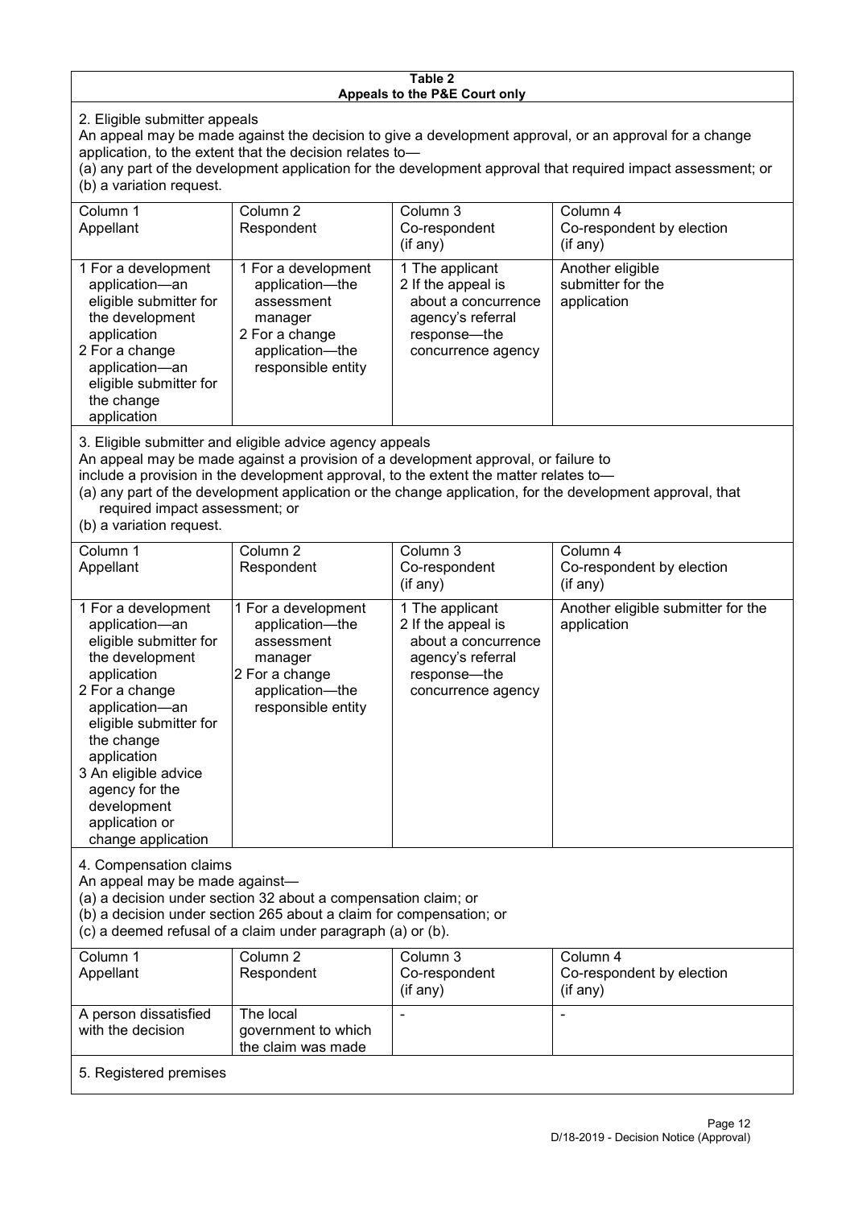## Table 2
### Appeals to the P&E Court only

**2. Eligible submitter appeals**

An appeal may be made against the decision to give a development approval, or an approval for a change application, to the extent that the decision relates to—

(a) any part of the development application for the development approval that required impact assessment; or

(b) a variation request.

| Column 1<br>Appellant | Column 2<br>Respondent | Column 3<br>Co-respondent<br>(if any) | Column 4<br>Co-respondent by election<br>(if any) |
|---|---|---|---|
| 1 For a development application—an eligible submitter for the development application<br>2 For a change application—an eligible submitter for the change application | 1 For a development application—the assessment manager<br>2 For a change application—the responsible entity | 1 The applicant<br>2 If the appeal is about a concurrence agency's referral response—the concurrence agency | Another eligible submitter for the application |

**3. Eligible submitter and eligible advice agency appeals**

An appeal may be made against a provision of a development approval, or failure to include a provision in the development approval, to the extent the matter relates to—

(a) any part of the development application or the change application, for the development approval, that required impact assessment; or

(b) a variation request.

| Column 1<br>Appellant | Column 2<br>Respondent | Column 3<br>Co-respondent<br>(if any) | Column 4<br>Co-respondent by election<br>(if any) |
|---|---|---|---|
| 1 For a development application—an eligible submitter for the development application<br>2 For a change application—an eligible submitter for the change application<br>3 An eligible advice agency for the development application or change application | 1 For a development application—the assessment manager<br>2 For a change application—the responsible entity | 1 The applicant<br>2 If the appeal is about a concurrence agency's referral response—the concurrence agency | Another eligible submitter for the application |

**4. Compensation claims**

An appeal may be made against—

(a) a decision under section 32 about a compensation claim; or

(b) a decision under section 265 about a claim for compensation; or

(c) a deemed refusal of a claim under paragraph (a) or (b).

| Column 1<br>Appellant | Column 2<br>Respondent | Column 3<br>Co-respondent<br>(if any) | Column 4<br>Co-respondent by election<br>(if any) |
|---|---|---|---|
| A person dissatisfied with the decision | The local government to which the claim was made | - | - |

**5. Registered premises**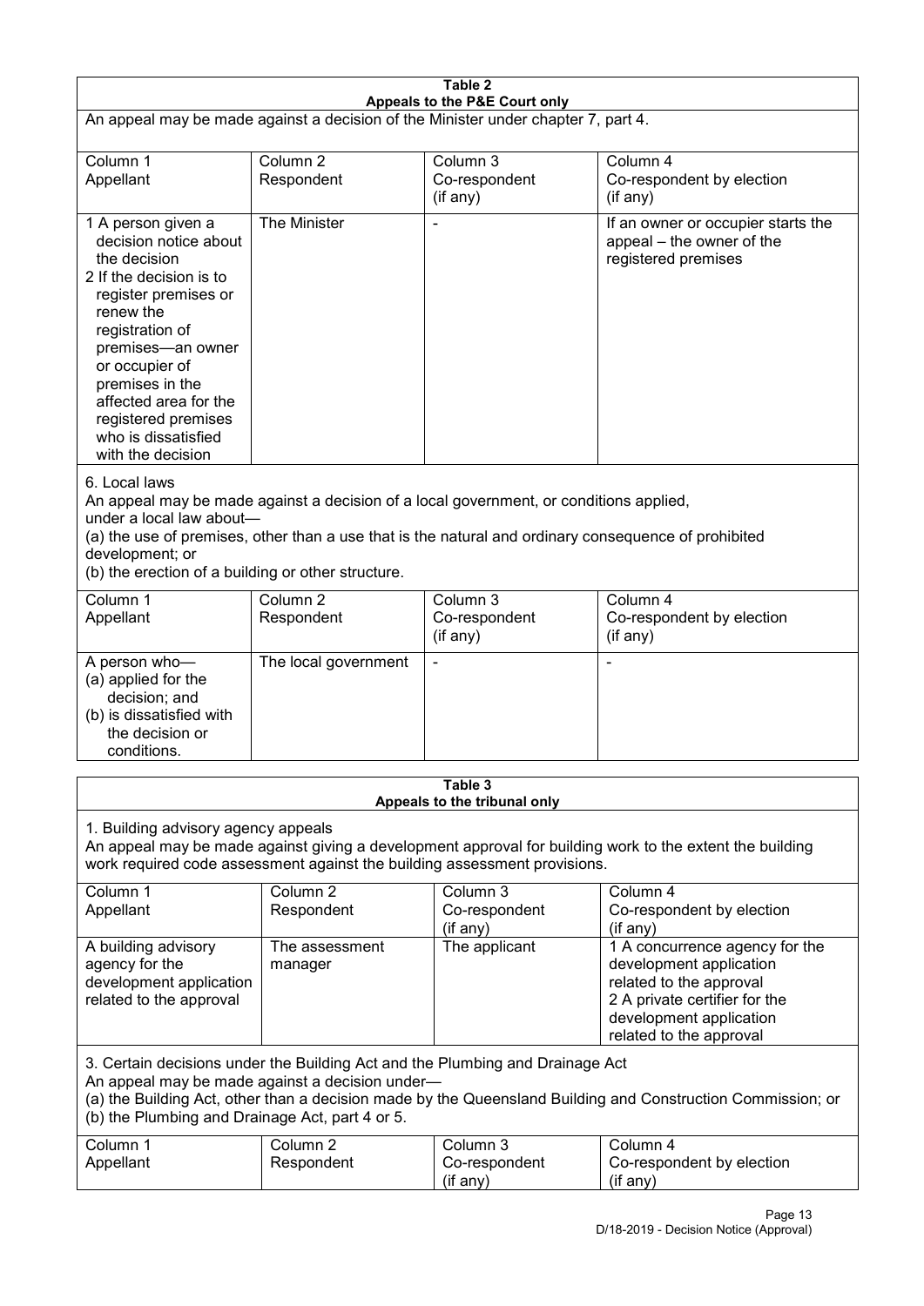**Table 2**
**Appeals to the P&E Court only**

An appeal may be made against a decision of the Minister under chapter 7, part 4.

| Column 1<br>Appellant | Column 2<br>Respondent | Column 3<br>Co-respondent<br>(if any) | Column 4<br>Co-respondent by election<br>(if any) |
|---|---|---|---|
| 1 A person given a decision notice about the decision<br>2 If the decision is to register premises or renew the registration of premises—an owner or occupier of premises in the affected area for the registered premises who is dissatisfied with the decision | The Minister | - | If an owner or occupier starts the appeal – the owner of the registered premises |

6. Local laws

An appeal may be made against a decision of a local government, or conditions applied, under a local law about—

(a) the use of premises, other than a use that is the natural and ordinary consequence of prohibited development; or

(b) the erection of a building or other structure.

| Column 1<br>Appellant | Column 2<br>Respondent | Column 3<br>Co-respondent<br>(if any) | Column 4<br>Co-respondent by election<br>(if any) |
|---|---|---|---|
| A person who—<br>(a) applied for the decision; and<br>(b) is dissatisfied with the decision or conditions. | The local government | - | - |

**Table 3**
**Appeals to the tribunal only**

1. Building advisory agency appeals

An appeal may be made against giving a development approval for building work to the extent the building work required code assessment against the building assessment provisions.

| Column 1<br>Appellant | Column 2<br>Respondent | Column 3<br>Co-respondent<br>(if any) | Column 4<br>Co-respondent by election<br>(if any) |
|---|---|---|---|
| A building advisory agency for the development application related to the approval | The assessment manager | The applicant | 1 A concurrence agency for the development application related to the approval<br>2 A private certifier for the development application related to the approval |

3. Certain decisions under the Building Act and the Plumbing and Drainage Act

An appeal may be made against a decision under—

(a) the Building Act, other than a decision made by the Queensland Building and Construction Commission; or

(b) the Plumbing and Drainage Act, part 4 or 5.

| Column 1<br>Appellant | Column 2<br>Respondent | Column 3<br>Co-respondent<br>(if any) | Column 4<br>Co-respondent by election<br>(if any) |
|---|---|---|---|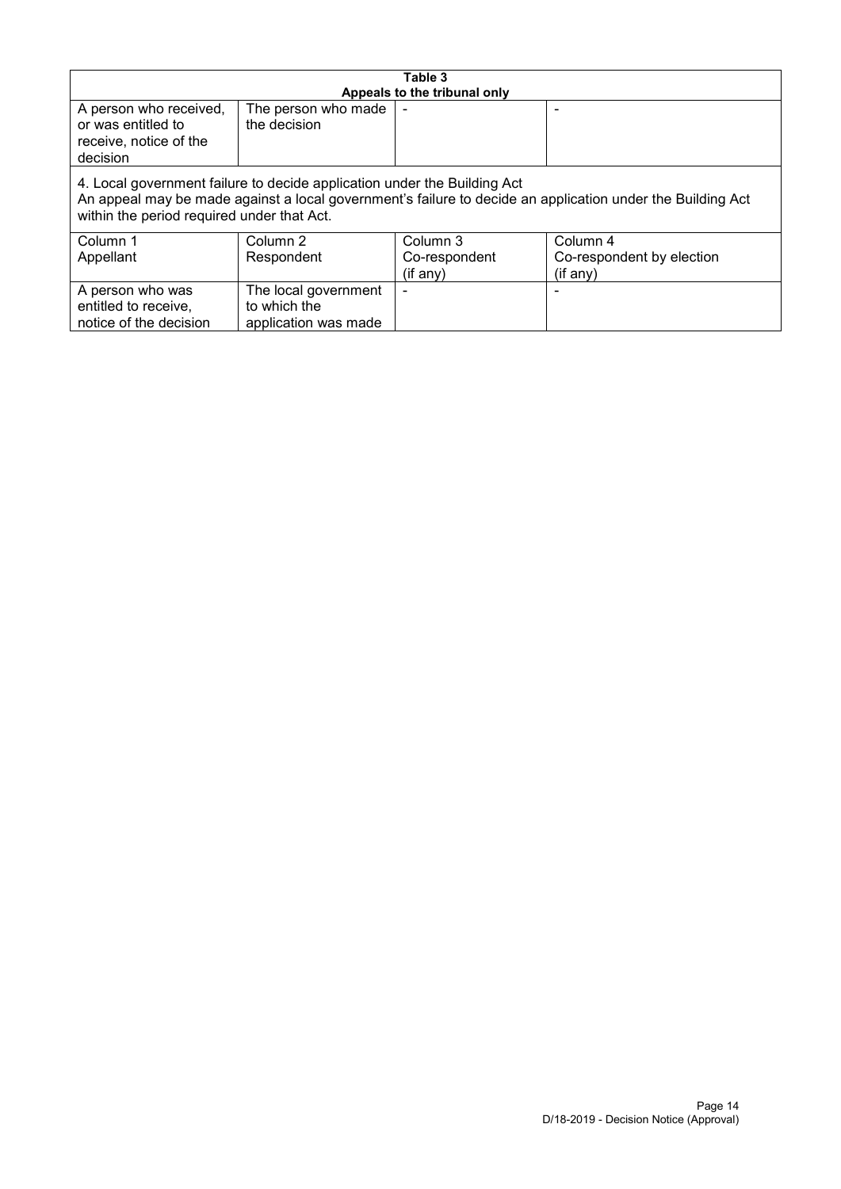| Table 3 Appeals to the tribunal only | | | |
|---|---|---|---|
| A person who received, or was entitled to receive, notice of the decision | The person who made the decision | - | - |
| 4. Local government failure to decide application under the Building Act<br>An appeal may be made against a local government's failure to decide an application under the Building Act within the period required under that Act. | | | |
| Column 1<br>Appellant | Column 2<br>Respondent | Column 3<br>Co-respondent<br>(if any) | Column 4<br>Co-respondent by election<br>(if any) |
| A person who was entitled to receive, notice of the decision | The local government to which the application was made | - | - |